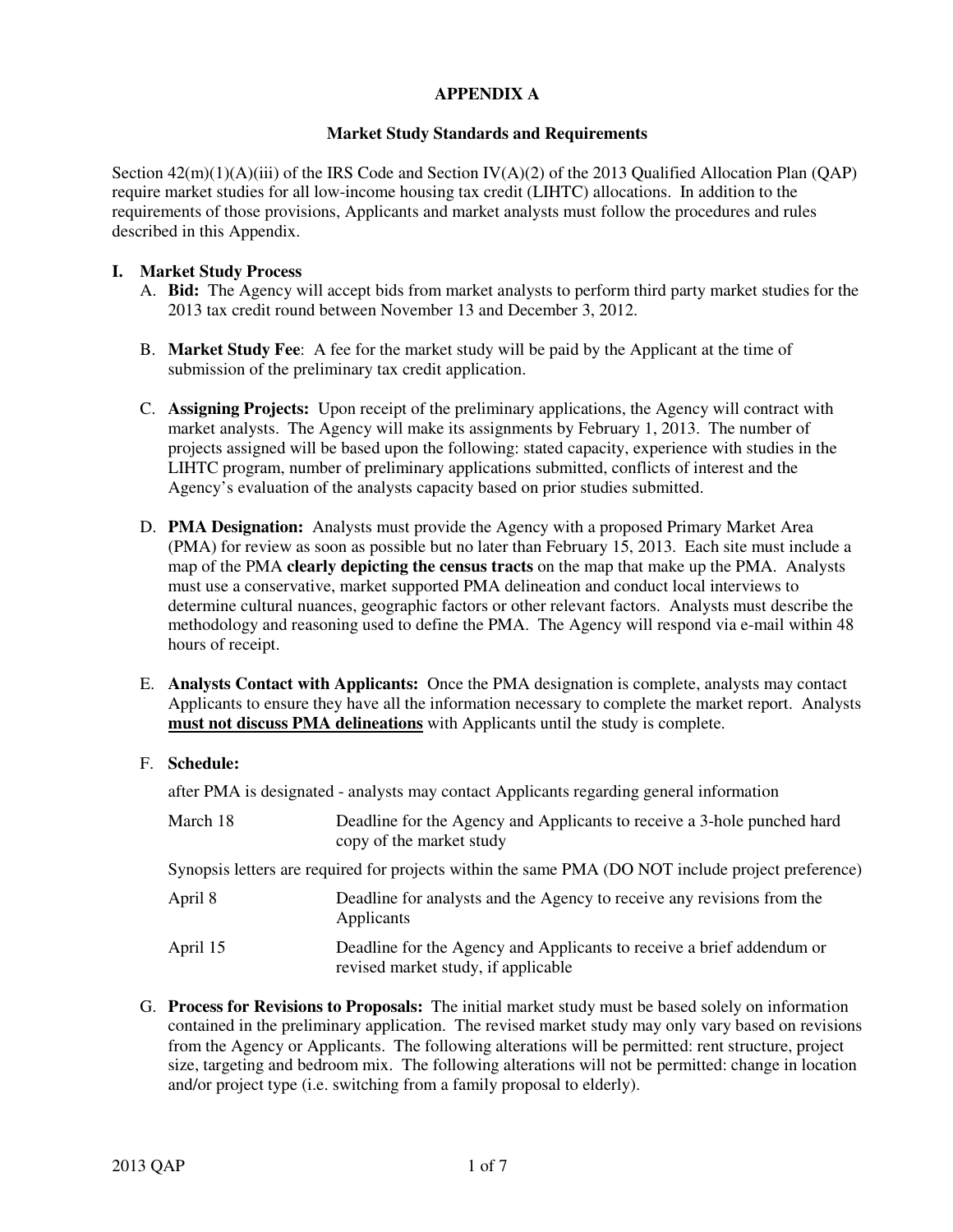# APPENDIX A

## Market Study Standards and Requirements

Section 42(m)(1)(A)(iii) of the IRS Code and Section IV(A)(2) of the 2013 Qualified Allocation Plan (QAP) require market studies for all low-income housing tax credit (LIHTC) allocations. In addition to the requirements of those provisions, Applicants and market analysts must follow the procedures and rules described in this Appendix.

### I. Market Study Process

A. **Bid:** The Agency will accept bids from market analysts to perform third party market studies for the 2013 tax credit round between November 13 and December 3, 2012.

B. **Market Study Fee**: A fee for the market study will be paid by the Applicant at the time of submission of the preliminary tax credit application.

C. **Assigning Projects:** Upon receipt of the preliminary applications, the Agency will contract with market analysts. The Agency will make its assignments by February 1, 2013. The number of projects assigned will be based upon the following: stated capacity, experience with studies in the LIHTC program, number of preliminary applications submitted, conflicts of interest and the Agency's evaluation of the analysts capacity based on prior studies submitted.

D. **PMA Designation:** Analysts must provide the Agency with a proposed Primary Market Area (PMA) for review as soon as possible but no later than February 15, 2013. Each site must include a map of the PMA **clearly depicting the census tracts** on the map that make up the PMA. Analysts must use a conservative, market supported PMA delineation and conduct local interviews to determine cultural nuances, geographic factors or other relevant factors. Analysts must describe the methodology and reasoning used to define the PMA. The Agency will respond via e-mail within 48 hours of receipt.

E. **Analysts Contact with Applicants:** Once the PMA designation is complete, analysts may contact Applicants to ensure they have all the information necessary to complete the market report. Analysts **<u>must not discuss PMA delineations</u>** with Applicants until the study is complete.

F. **Schedule:**

after PMA is designated - analysts may contact Applicants regarding general information

| | |
|---|---|
| March 18 | Deadline for the Agency and Applicants to receive a 3-hole punched hard copy of the market study |

Synopsis letters are required for projects within the same PMA (DO NOT include project preference)

| | |
|---|---|
| April 8 | Deadline for analysts and the Agency to receive any revisions from the Applicants |
| April 15 | Deadline for the Agency and Applicants to receive a brief addendum or revised market study, if applicable |

G. **Process for Revisions to Proposals:** The initial market study must be based solely on information contained in the preliminary application. The revised market study may only vary based on revisions from the Agency or Applicants. The following alterations will be permitted: rent structure, project size, targeting and bedroom mix. The following alterations will not be permitted: change in location and/or project type (i.e. switching from a family proposal to elderly).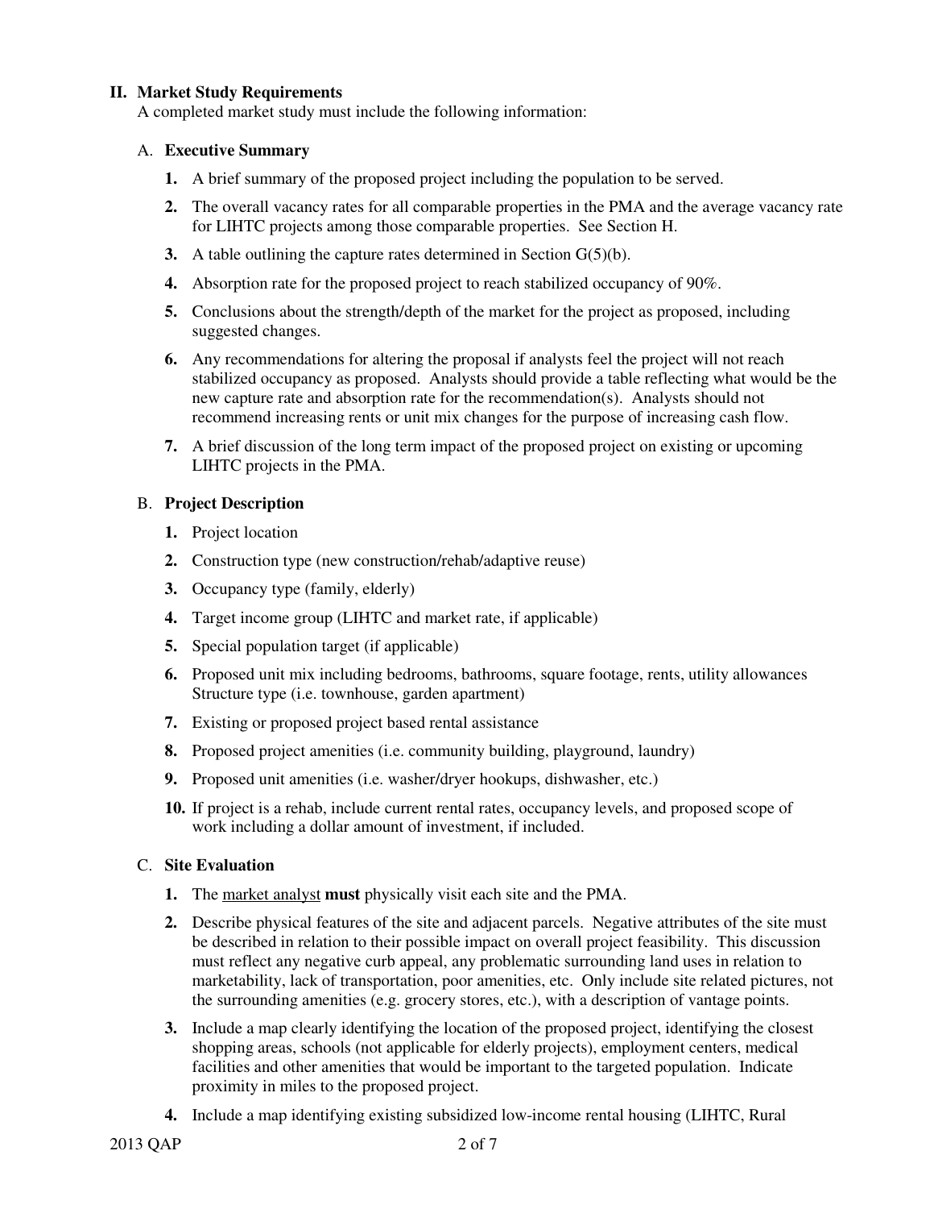## II. Market Study Requirements

A completed market study must include the following information:

### A. Executive Summary

1. A brief summary of the proposed project including the population to be served.
2. The overall vacancy rates for all comparable properties in the PMA and the average vacancy rate for LIHTC projects among those comparable properties. See Section H.
3. A table outlining the capture rates determined in Section G(5)(b).
4. Absorption rate for the proposed project to reach stabilized occupancy of 90%.
5. Conclusions about the strength/depth of the market for the project as proposed, including suggested changes.
6. Any recommendations for altering the proposal if analysts feel the project will not reach stabilized occupancy as proposed. Analysts should provide a table reflecting what would be the new capture rate and absorption rate for the recommendation(s). Analysts should not recommend increasing rents or unit mix changes for the purpose of increasing cash flow.
7. A brief discussion of the long term impact of the proposed project on existing or upcoming LIHTC projects in the PMA.

### B. Project Description

1. Project location
2. Construction type (new construction/rehab/adaptive reuse)
3. Occupancy type (family, elderly)
4. Target income group (LIHTC and market rate, if applicable)
5. Special population target (if applicable)
6. Proposed unit mix including bedrooms, bathrooms, square footage, rents, utility allowances Structure type (i.e. townhouse, garden apartment)
7. Existing or proposed project based rental assistance
8. Proposed project amenities (i.e. community building, playground, laundry)
9. Proposed unit amenities (i.e. washer/dryer hookups, dishwasher, etc.)
10. If project is a rehab, include current rental rates, occupancy levels, and proposed scope of work including a dollar amount of investment, if included.

### C. Site Evaluation

1. The market analyst **must** physically visit each site and the PMA.
2. Describe physical features of the site and adjacent parcels. Negative attributes of the site must be described in relation to their possible impact on overall project feasibility. This discussion must reflect any negative curb appeal, any problematic surrounding land uses in relation to marketability, lack of transportation, poor amenities, etc. Only include site related pictures, not the surrounding amenities (e.g. grocery stores, etc.), with a description of vantage points.
3. Include a map clearly identifying the location of the proposed project, identifying the closest shopping areas, schools (not applicable for elderly projects), employment centers, medical facilities and other amenities that would be important to the targeted population. Indicate proximity in miles to the proposed project.
4. Include a map identifying existing subsidized low-income rental housing (LIHTC, Rural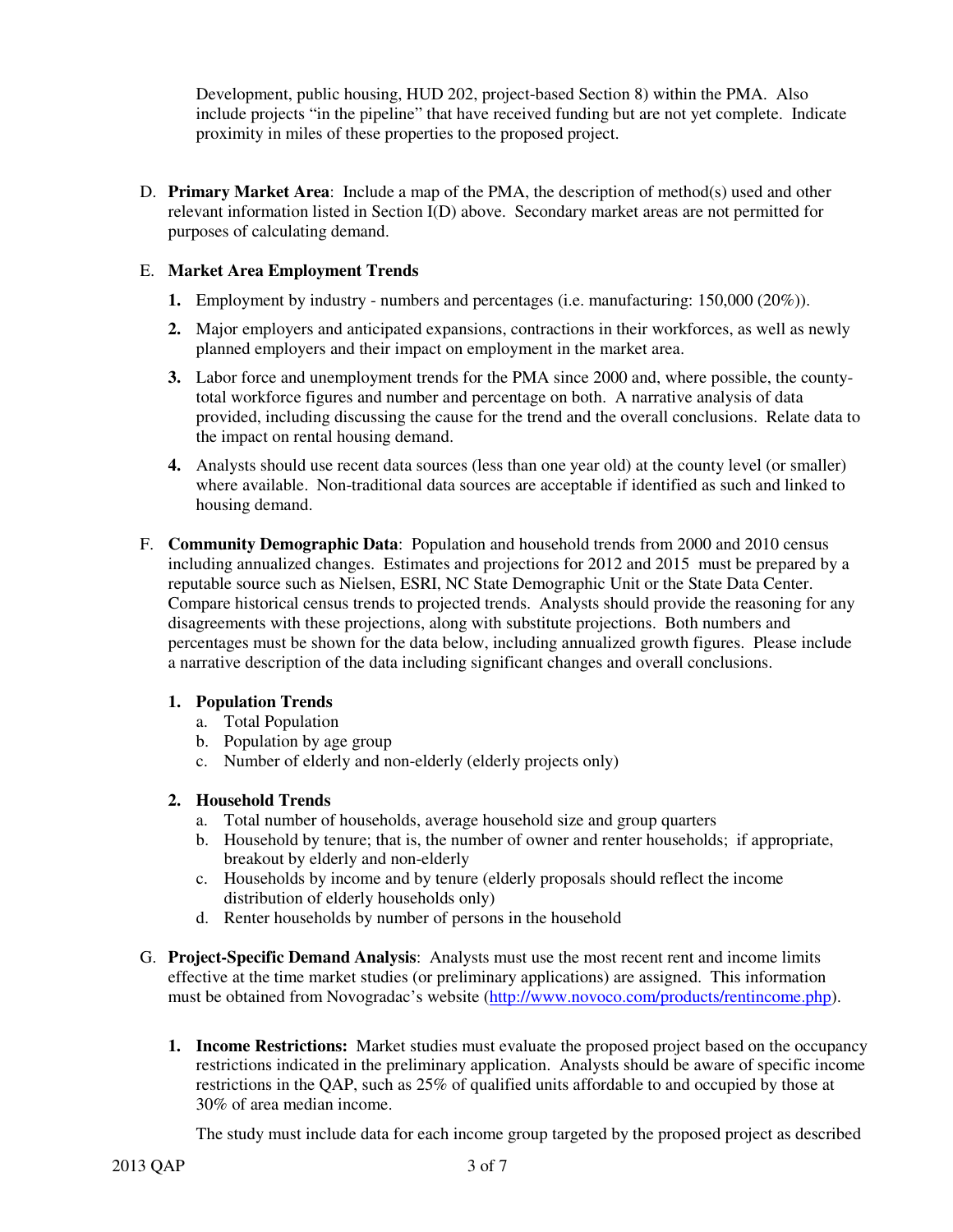Development, public housing, HUD 202, project-based Section 8) within the PMA. Also include projects "in the pipeline" that have received funding but are not yet complete. Indicate proximity in miles of these properties to the proposed project.

D. **Primary Market Area**: Include a map of the PMA, the description of method(s) used and other relevant information listed in Section I(D) above. Secondary market areas are not permitted for purposes of calculating demand.

E. **Market Area Employment Trends**

1. Employment by industry - numbers and percentages (i.e. manufacturing: 150,000 (20%)).
2. Major employers and anticipated expansions, contractions in their workforces, as well as newly planned employers and their impact on employment in the market area.
3. Labor force and unemployment trends for the PMA since 2000 and, where possible, the county-total workforce figures and number and percentage on both. A narrative analysis of data provided, including discussing the cause for the trend and the overall conclusions. Relate data to the impact on rental housing demand.
4. Analysts should use recent data sources (less than one year old) at the county level (or smaller) where available. Non-traditional data sources are acceptable if identified as such and linked to housing demand.

F. **Community Demographic Data**: Population and household trends from 2000 and 2010 census including annualized changes. Estimates and projections for 2012 and 2015 must be prepared by a reputable source such as Nielsen, ESRI, NC State Demographic Unit or the State Data Center. Compare historical census trends to projected trends. Analysts should provide the reasoning for any disagreements with these projections, along with substitute projections. Both numbers and percentages must be shown for the data below, including annualized growth figures. Please include a narrative description of the data including significant changes and overall conclusions.

1. **Population Trends**
   a. Total Population
   b. Population by age group
   c. Number of elderly and non-elderly (elderly projects only)

2. **Household Trends**
   a. Total number of households, average household size and group quarters
   b. Household by tenure; that is, the number of owner and renter households; if appropriate, breakout by elderly and non-elderly
   c. Households by income and by tenure (elderly proposals should reflect the income distribution of elderly households only)
   d. Renter households by number of persons in the household

G. **Project-Specific Demand Analysis**: Analysts must use the most recent rent and income limits effective at the time market studies (or preliminary applications) are assigned. This information must be obtained from Novogradac's website (http://www.novoco.com/products/rentincome.php).

1. **Income Restrictions:** Market studies must evaluate the proposed project based on the occupancy restrictions indicated in the preliminary application. Analysts should be aware of specific income restrictions in the QAP, such as 25% of qualified units affordable to and occupied by those at 30% of area median income.

   The study must include data for each income group targeted by the proposed project as described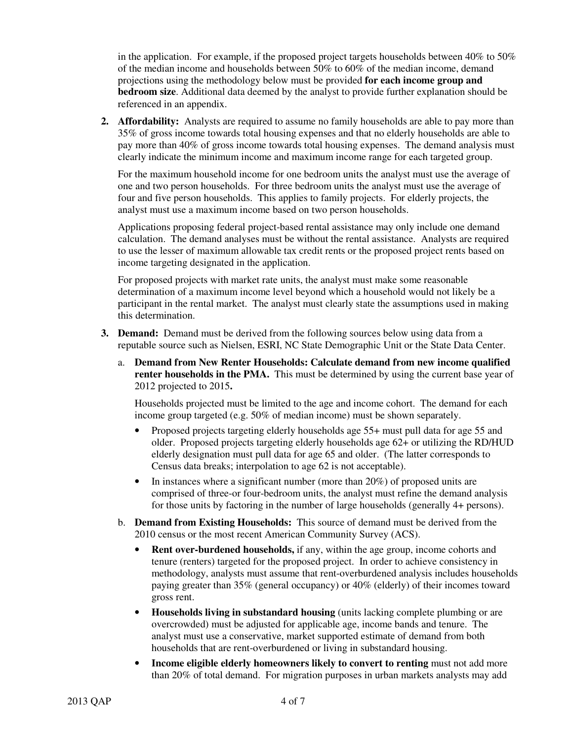in the application. For example, if the proposed project targets households between 40% to 50% of the median income and households between 50% to 60% of the median income, demand projections using the methodology below must be provided **for each income group and bedroom size**. Additional data deemed by the analyst to provide further explanation should be referenced in an appendix.

2. **Affordability:** Analysts are required to assume no family households are able to pay more than 35% of gross income towards total housing expenses and that no elderly households are able to pay more than 40% of gross income towards total housing expenses. The demand analysis must clearly indicate the minimum income and maximum income range for each targeted group.

   For the maximum household income for one bedroom units the analyst must use the average of one and two person households. For three bedroom units the analyst must use the average of four and five person households. This applies to family projects. For elderly projects, the analyst must use a maximum income based on two person households.

   Applications proposing federal project-based rental assistance may only include one demand calculation. The demand analyses must be without the rental assistance. Analysts are required to use the lesser of maximum allowable tax credit rents or the proposed project rents based on income targeting designated in the application.

   For proposed projects with market rate units, the analyst must make some reasonable determination of a maximum income level beyond which a household would not likely be a participant in the rental market. The analyst must clearly state the assumptions used in making this determination.

3. **Demand:** Demand must be derived from the following sources below using data from a reputable source such as Nielsen, ESRI, NC State Demographic Unit or the State Data Center.

   a. **Demand from New Renter Households: Calculate demand from new income qualified renter households in the PMA.** This must be determined by using the current base year of 2012 projected to 2015**.**

      Households projected must be limited to the age and income cohort. The demand for each income group targeted (e.g. 50% of median income) must be shown separately.

      - Proposed projects targeting elderly households age 55+ must pull data for age 55 and older. Proposed projects targeting elderly households age 62+ or utilizing the RD/HUD elderly designation must pull data for age 65 and older. (The latter corresponds to Census data breaks; interpolation to age 62 is not acceptable).
      - In instances where a significant number (more than 20%) of proposed units are comprised of three-or four-bedroom units, the analyst must refine the demand analysis for those units by factoring in the number of large households (generally 4+ persons).

   b. **Demand from Existing Households:** This source of demand must be derived from the 2010 census or the most recent American Community Survey (ACS).

      - **Rent over-burdened households,** if any, within the age group, income cohorts and tenure (renters) targeted for the proposed project. In order to achieve consistency in methodology, analysts must assume that rent-overburdened analysis includes households paying greater than 35% (general occupancy) or 40% (elderly) of their incomes toward gross rent.
      - **Households living in substandard housing** (units lacking complete plumbing or are overcrowded) must be adjusted for applicable age, income bands and tenure. The analyst must use a conservative, market supported estimate of demand from both households that are rent-overburdened or living in substandard housing.
      - **Income eligible elderly homeowners likely to convert to renting** must not add more than 20% of total demand. For migration purposes in urban markets analysts may add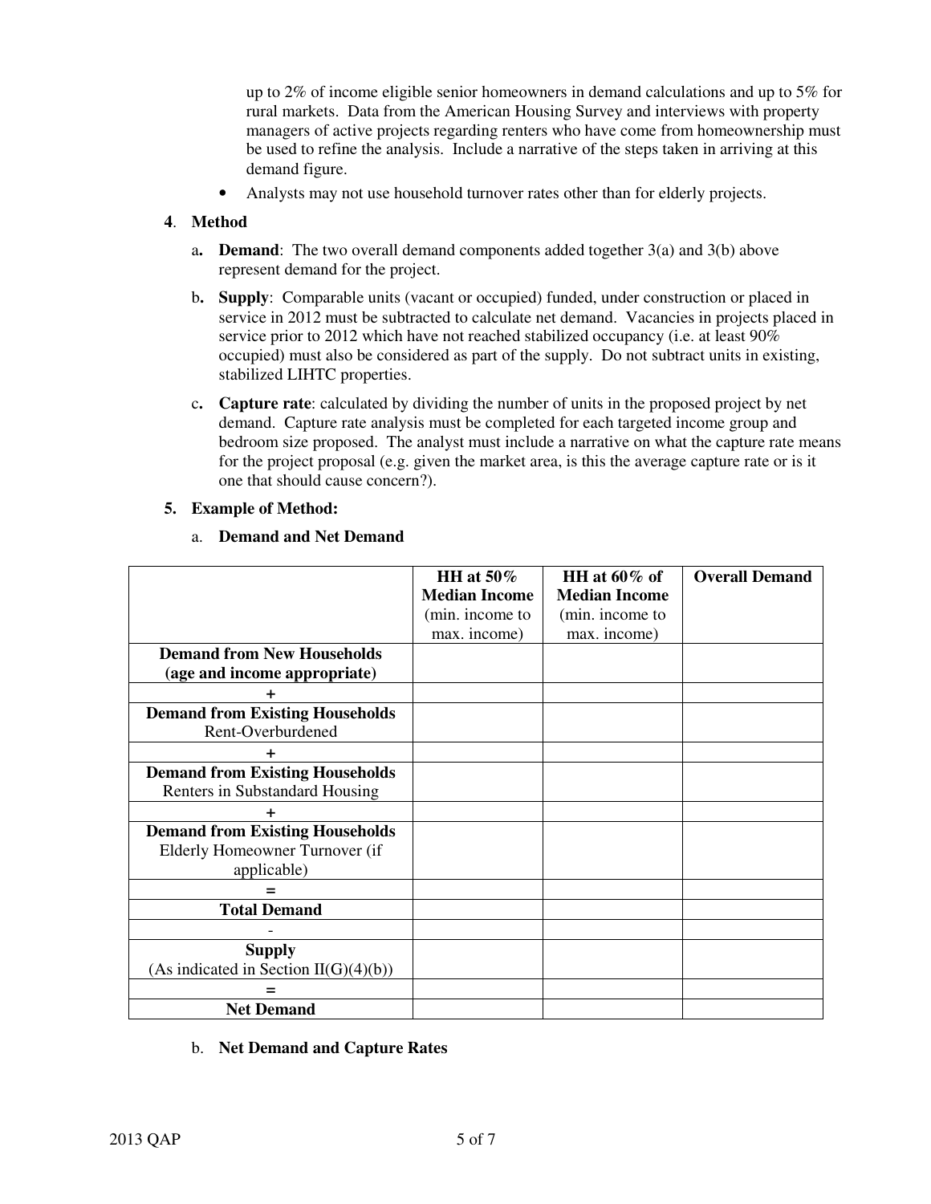up to 2% of income eligible senior homeowners in demand calculations and up to 5% for rural markets. Data from the American Housing Survey and interviews with property managers of active projects regarding renters who have come from homeownership must be used to refine the analysis. Include a narrative of the steps taken in arriving at this demand figure.

- Analysts may not use household turnover rates other than for elderly projects.

**4. Method**

a. **Demand**: The two overall demand components added together 3(a) and 3(b) above represent demand for the project.

b. **Supply**: Comparable units (vacant or occupied) funded, under construction or placed in service in 2012 must be subtracted to calculate net demand. Vacancies in projects placed in service prior to 2012 which have not reached stabilized occupancy (i.e. at least 90% occupied) must also be considered as part of the supply. Do not subtract units in existing, stabilized LIHTC properties.

c. **Capture rate**: calculated by dividing the number of units in the proposed project by net demand. Capture rate analysis must be completed for each targeted income group and bedroom size proposed. The analyst must include a narrative on what the capture rate means for the project proposal (e.g. given the market area, is this the average capture rate or is it one that should cause concern?).

**5. Example of Method:**

a. **Demand and Net Demand**

| | **HH at 50% Median Income** (min. income to max. income) | **HH at 60% of Median Income** (min. income to max. income) | **Overall Demand** |
|---|---|---|---|
| **Demand from New Households (age and income appropriate)** | | | |
| **+** | | | |
| **Demand from Existing Households** Rent-Overburdened | | | |
| **+** | | | |
| **Demand from Existing Households** Renters in Substandard Housing | | | |
| **+** | | | |
| **Demand from Existing Households** Elderly Homeowner Turnover (if applicable) | | | |
| **=** | | | |
| **Total Demand** | | | |
| - | | | |
| **Supply** (As indicated in Section II(G)(4)(b)) | | | |
| **=** | | | |
| **Net Demand** | | | |

b. **Net Demand and Capture Rates**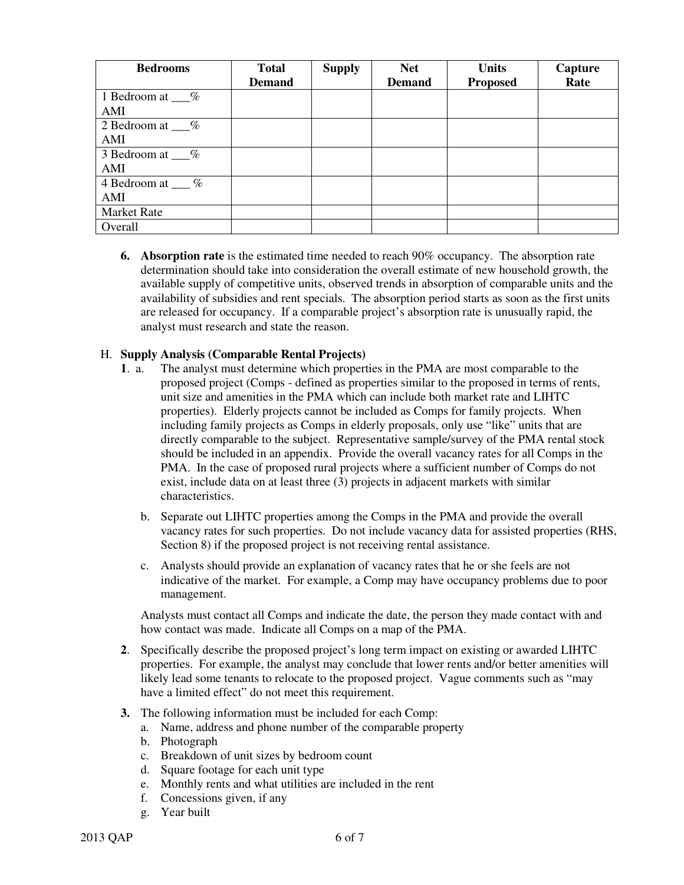| Bedrooms | Total Demand | Supply | Net Demand | Units Proposed | Capture Rate |
|---|---|---|---|---|---|
| 1 Bedroom at ___% AMI | | | | | |
| 2 Bedroom at ___% AMI | | | | | |
| 3 Bedroom at ___% AMI | | | | | |
| 4 Bedroom at ___ % AMI | | | | | |
| Market Rate | | | | | |
| Overall | | | | | |

6. **Absorption rate** is the estimated time needed to reach 90% occupancy. The absorption rate determination should take into consideration the overall estimate of new household growth, the available supply of competitive units, observed trends in absorption of comparable units and the availability of subsidies and rent specials. The absorption period starts as soon as the first units are released for occupancy. If a comparable project's absorption rate is unusually rapid, the analyst must research and state the reason.

H. **Supply Analysis (Comparable Rental Projects)**

**1**. a. The analyst must determine which properties in the PMA are most comparable to the proposed project (Comps - defined as properties similar to the proposed in terms of rents, unit size and amenities in the PMA which can include both market rate and LIHTC properties). Elderly projects cannot be included as Comps for family projects. When including family projects as Comps in elderly proposals, only use "like" units that are directly comparable to the subject. Representative sample/survey of the PMA rental stock should be included in an appendix. Provide the overall vacancy rates for all Comps in the PMA. In the case of proposed rural projects where a sufficient number of Comps do not exist, include data on at least three (3) projects in adjacent markets with similar characteristics.

b. Separate out LIHTC properties among the Comps in the PMA and provide the overall vacancy rates for such properties. Do not include vacancy data for assisted properties (RHS, Section 8) if the proposed project is not receiving rental assistance.

c. Analysts should provide an explanation of vacancy rates that he or she feels are not indicative of the market. For example, a Comp may have occupancy problems due to poor management.

Analysts must contact all Comps and indicate the date, the person they made contact with and how contact was made. Indicate all Comps on a map of the PMA.

**2**. Specifically describe the proposed project's long term impact on existing or awarded LIHTC properties. For example, the analyst may conclude that lower rents and/or better amenities will likely lead some tenants to relocate to the proposed project. Vague comments such as "may have a limited effect" do not meet this requirement.

**3.** The following information must be included for each Comp:

a. Name, address and phone number of the comparable property
b. Photograph
c. Breakdown of unit sizes by bedroom count
d. Square footage for each unit type
e. Monthly rents and what utilities are included in the rent
f. Concessions given, if any
g. Year built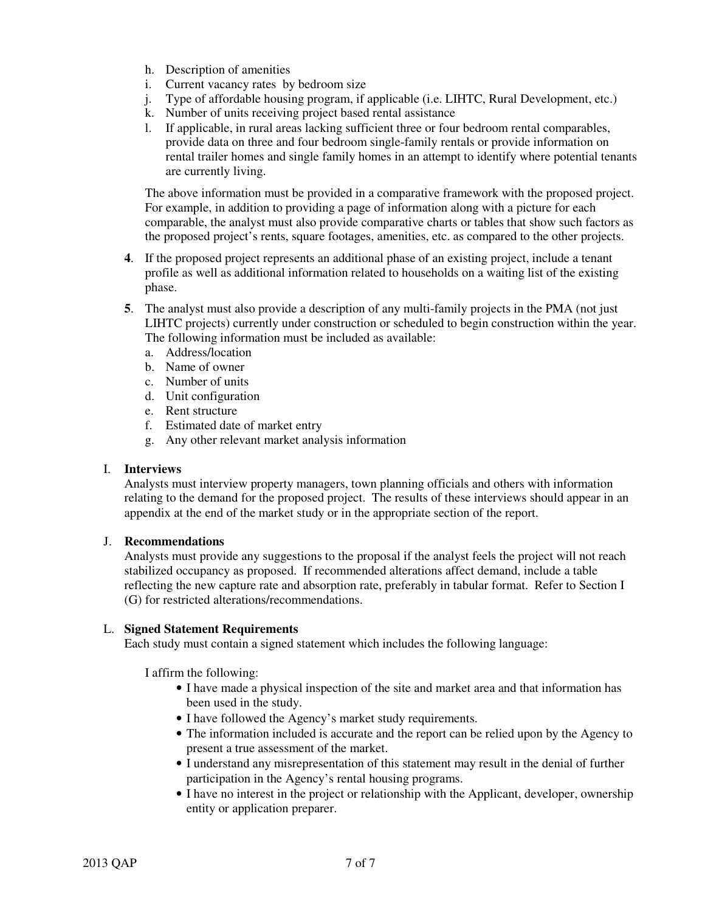h. Description of amenities
i. Current vacancy rates by bedroom size
j. Type of affordable housing program, if applicable (i.e. LIHTC, Rural Development, etc.)
k. Number of units receiving project based rental assistance
l. If applicable, in rural areas lacking sufficient three or four bedroom rental comparables, provide data on three and four bedroom single-family rentals or provide information on rental trailer homes and single family homes in an attempt to identify where potential tenants are currently living.

The above information must be provided in a comparative framework with the proposed project. For example, in addition to providing a page of information along with a picture for each comparable, the analyst must also provide comparative charts or tables that show such factors as the proposed project's rents, square footages, amenities, etc. as compared to the other projects.

**4**. If the proposed project represents an additional phase of an existing project, include a tenant profile as well as additional information related to households on a waiting list of the existing phase.

**5**. The analyst must also provide a description of any multi-family projects in the PMA (not just LIHTC projects) currently under construction or scheduled to begin construction within the year. The following information must be included as available:

a. Address/location
b. Name of owner
c. Number of units
d. Unit configuration
e. Rent structure
f. Estimated date of market entry
g. Any other relevant market analysis information

I. **Interviews**

Analysts must interview property managers, town planning officials and others with information relating to the demand for the proposed project. The results of these interviews should appear in an appendix at the end of the market study or in the appropriate section of the report.

J. **Recommendations**

Analysts must provide any suggestions to the proposal if the analyst feels the project will not reach stabilized occupancy as proposed. If recommended alterations affect demand, include a table reflecting the new capture rate and absorption rate, preferably in tabular format. Refer to Section I (G) for restricted alterations/recommendations.

L. **Signed Statement Requirements**

Each study must contain a signed statement which includes the following language:

I affirm the following:

- I have made a physical inspection of the site and market area and that information has been used in the study.
- I have followed the Agency's market study requirements.
- The information included is accurate and the report can be relied upon by the Agency to present a true assessment of the market.
- I understand any misrepresentation of this statement may result in the denial of further participation in the Agency's rental housing programs.
- I have no interest in the project or relationship with the Applicant, developer, ownership entity or application preparer.